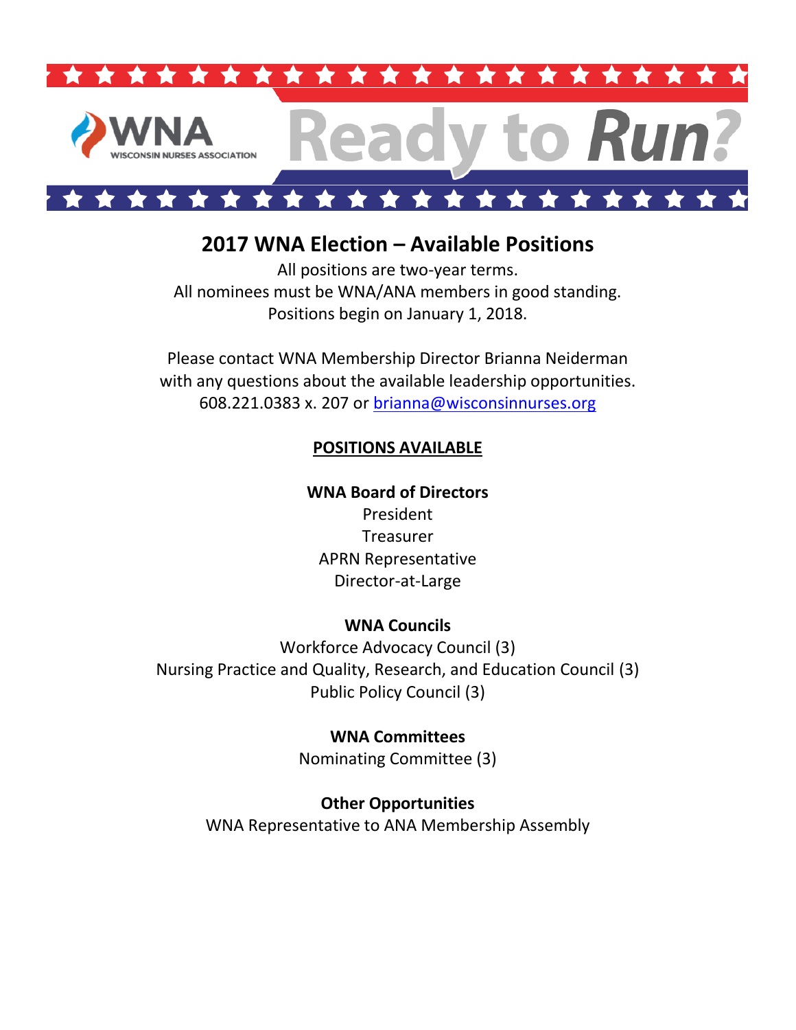WNA WISCONSIN NURSES ASSOCIATION

# Ready to Run?

## 2017 WNA Election – Available Positions

All positions are two-year terms.
All nominees must be WNA/ANA members in good standing.
Positions begin on January 1, 2018.

Please contact WNA Membership Director Brianna Neiderman with any questions about the available leadership opportunities.
608.221.0383 x. 207 or brianna@wisconsinnurses.org

### POSITIONS AVAILABLE

**WNA Board of Directors**

President
Treasurer
APRN Representative
Director-at-Large

**WNA Councils**

Workforce Advocacy Council (3)
Nursing Practice and Quality, Research, and Education Council (3)
Public Policy Council (3)

**WNA Committees**

Nominating Committee (3)

**Other Opportunities**

WNA Representative to ANA Membership Assembly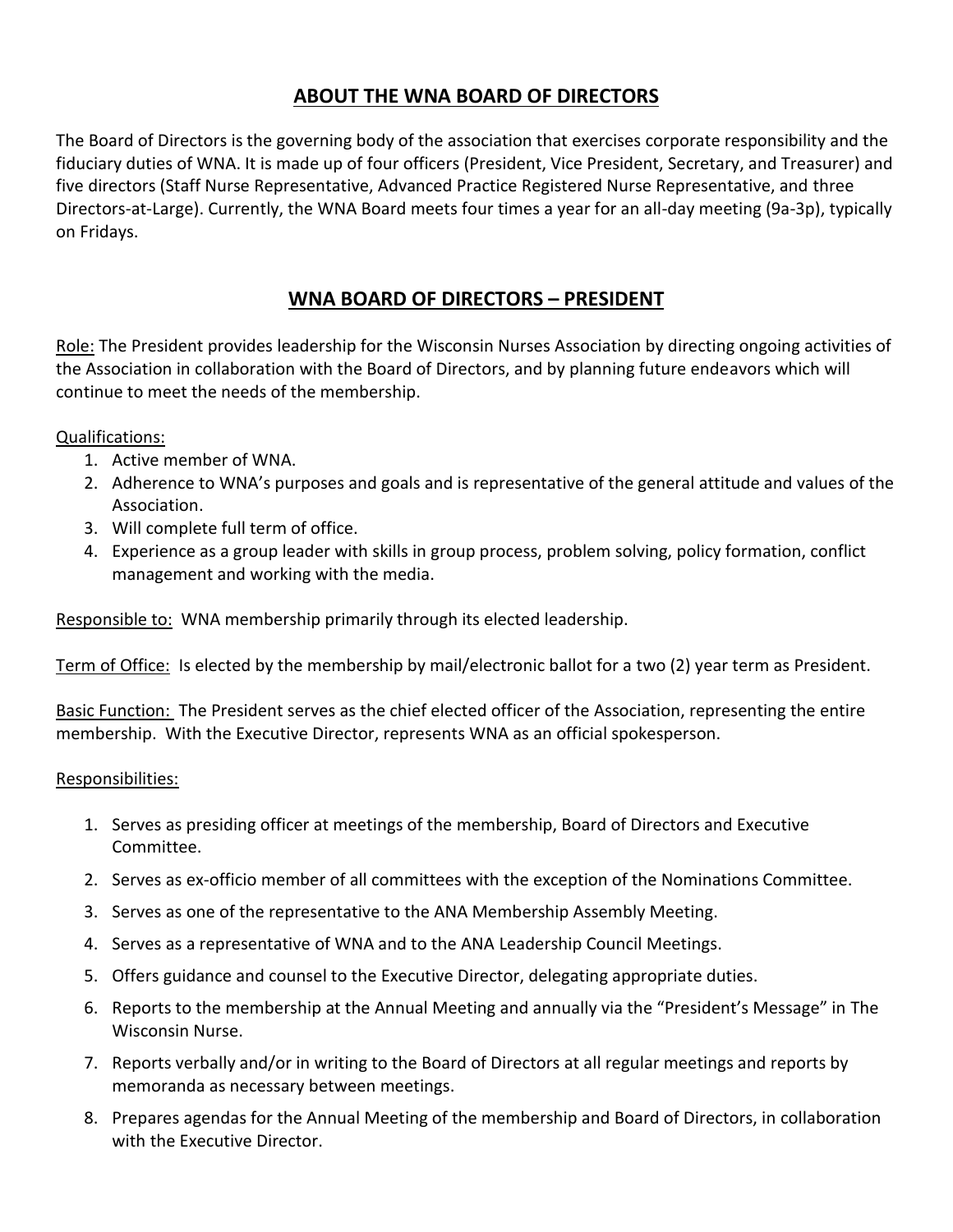## ABOUT THE WNA BOARD OF DIRECTORS

The Board of Directors is the governing body of the association that exercises corporate responsibility and the fiduciary duties of WNA. It is made up of four officers (President, Vice President, Secretary, and Treasurer) and five directors (Staff Nurse Representative, Advanced Practice Registered Nurse Representative, and three Directors-at-Large). Currently, the WNA Board meets four times a year for an all-day meeting (9a-3p), typically on Fridays.

## WNA BOARD OF DIRECTORS – PRESIDENT

Role: The President provides leadership for the Wisconsin Nurses Association by directing ongoing activities of the Association in collaboration with the Board of Directors, and by planning future endeavors which will continue to meet the needs of the membership.

Qualifications:

1. Active member of WNA.
2. Adherence to WNA's purposes and goals and is representative of the general attitude and values of the Association.
3. Will complete full term of office.
4. Experience as a group leader with skills in group process, problem solving, policy formation, conflict management and working with the media.

Responsible to: WNA membership primarily through its elected leadership.

Term of Office: Is elected by the membership by mail/electronic ballot for a two (2) year term as President.

Basic Function: The President serves as the chief elected officer of the Association, representing the entire membership. With the Executive Director, represents WNA as an official spokesperson.

Responsibilities:

1. Serves as presiding officer at meetings of the membership, Board of Directors and Executive Committee.
2. Serves as ex-officio member of all committees with the exception of the Nominations Committee.
3. Serves as one of the representative to the ANA Membership Assembly Meeting.
4. Serves as a representative of WNA and to the ANA Leadership Council Meetings.
5. Offers guidance and counsel to the Executive Director, delegating appropriate duties.
6. Reports to the membership at the Annual Meeting and annually via the "President's Message" in The Wisconsin Nurse.
7. Reports verbally and/or in writing to the Board of Directors at all regular meetings and reports by memoranda as necessary between meetings.
8. Prepares agendas for the Annual Meeting of the membership and Board of Directors, in collaboration with the Executive Director.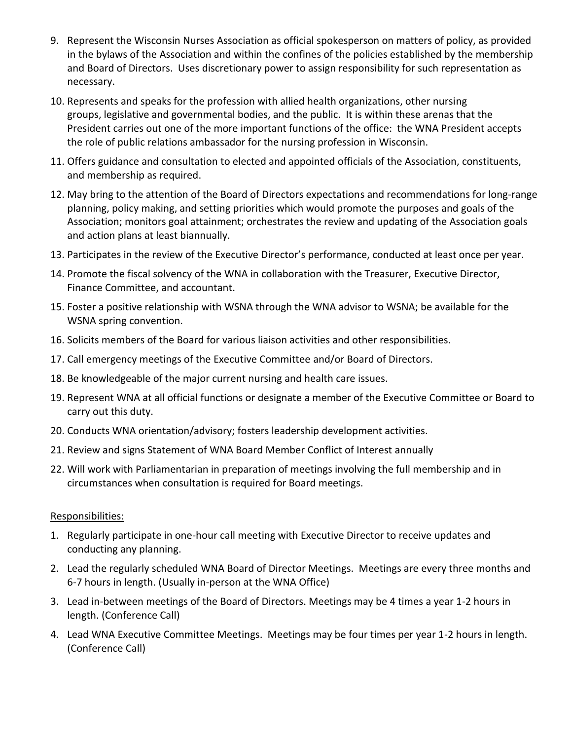9. Represent the Wisconsin Nurses Association as official spokesperson on matters of policy, as provided in the bylaws of the Association and within the confines of the policies established by the membership and Board of Directors. Uses discretionary power to assign responsibility for such representation as necessary.
10. Represents and speaks for the profession with allied health organizations, other nursing groups, legislative and governmental bodies, and the public. It is within these arenas that the President carries out one of the more important functions of the office: the WNA President accepts the role of public relations ambassador for the nursing profession in Wisconsin.
11. Offers guidance and consultation to elected and appointed officials of the Association, constituents, and membership as required.
12. May bring to the attention of the Board of Directors expectations and recommendations for long-range planning, policy making, and setting priorities which would promote the purposes and goals of the Association; monitors goal attainment; orchestrates the review and updating of the Association goals and action plans at least biannually.
13. Participates in the review of the Executive Director's performance, conducted at least once per year.
14. Promote the fiscal solvency of the WNA in collaboration with the Treasurer, Executive Director, Finance Committee, and accountant.
15. Foster a positive relationship with WSNA through the WNA advisor to WSNA; be available for the WSNA spring convention.
16. Solicits members of the Board for various liaison activities and other responsibilities.
17. Call emergency meetings of the Executive Committee and/or Board of Directors.
18. Be knowledgeable of the major current nursing and health care issues.
19. Represent WNA at all official functions or designate a member of the Executive Committee or Board to carry out this duty.
20. Conducts WNA orientation/advisory; fosters leadership development activities.
21. Review and signs Statement of WNA Board Member Conflict of Interest annually
22. Will work with Parliamentarian in preparation of meetings involving the full membership and in circumstances when consultation is required for Board meetings.

<u>Responsibilities:</u>

1. Regularly participate in one-hour call meeting with Executive Director to receive updates and conducting any planning.
2. Lead the regularly scheduled WNA Board of Director Meetings. Meetings are every three months and 6-7 hours in length. (Usually in-person at the WNA Office)
3. Lead in-between meetings of the Board of Directors. Meetings may be 4 times a year 1-2 hours in length. (Conference Call)
4. Lead WNA Executive Committee Meetings. Meetings may be four times per year 1-2 hours in length. (Conference Call)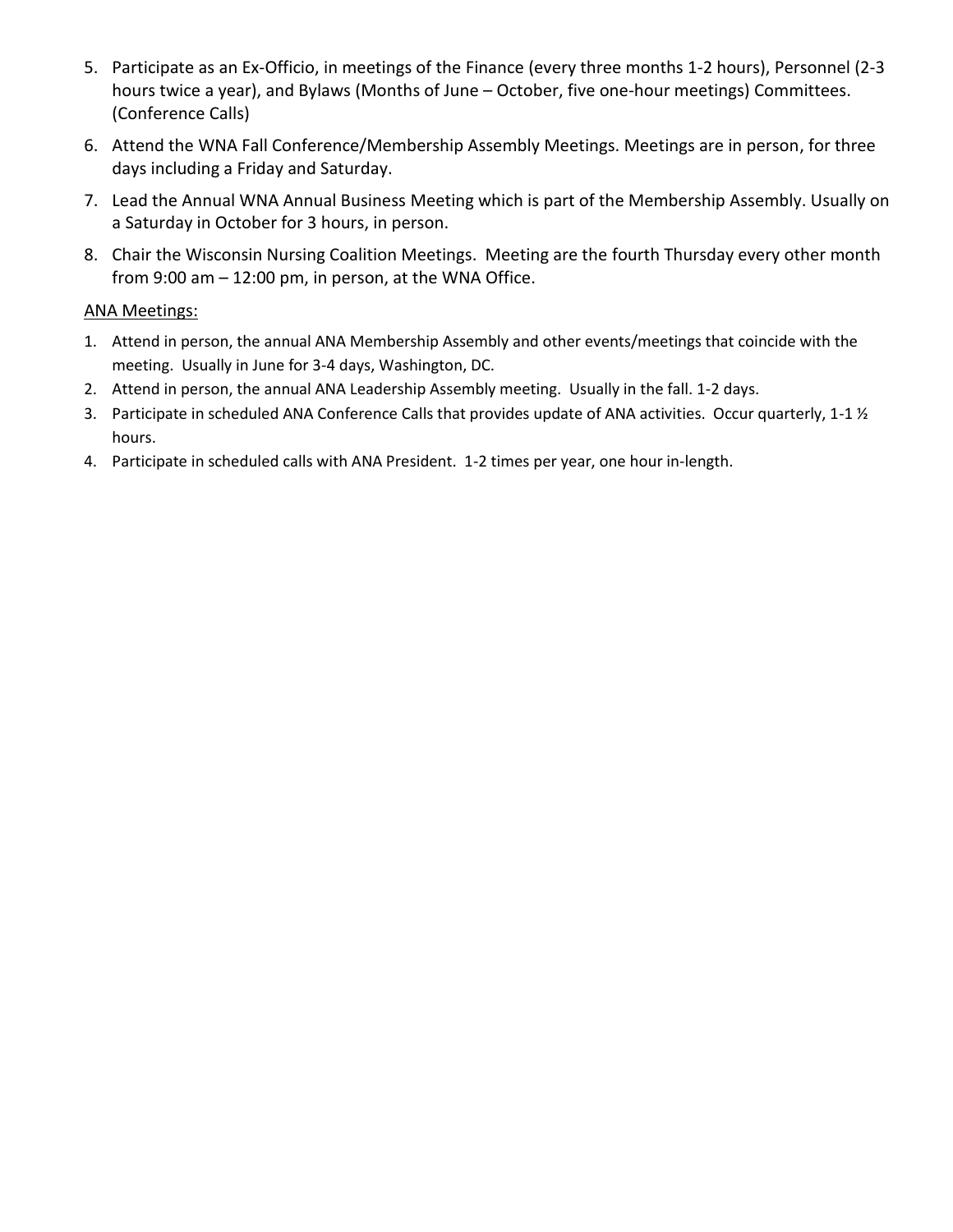5. Participate as an Ex-Officio, in meetings of the Finance (every three months 1-2 hours), Personnel (2-3 hours twice a year), and Bylaws (Months of June – October, five one-hour meetings) Committees. (Conference Calls)
6. Attend the WNA Fall Conference/Membership Assembly Meetings. Meetings are in person, for three days including a Friday and Saturday.
7. Lead the Annual WNA Annual Business Meeting which is part of the Membership Assembly. Usually on a Saturday in October for 3 hours, in person.
8. Chair the Wisconsin Nursing Coalition Meetings. Meeting are the fourth Thursday every other month from 9:00 am – 12:00 pm, in person, at the WNA Office.

<u>ANA Meetings:</u>

1. Attend in person, the annual ANA Membership Assembly and other events/meetings that coincide with the meeting. Usually in June for 3-4 days, Washington, DC.
2. Attend in person, the annual ANA Leadership Assembly meeting. Usually in the fall. 1-2 days.
3. Participate in scheduled ANA Conference Calls that provides update of ANA activities. Occur quarterly, 1-1 ½ hours.
4. Participate in scheduled calls with ANA President. 1-2 times per year, one hour in-length.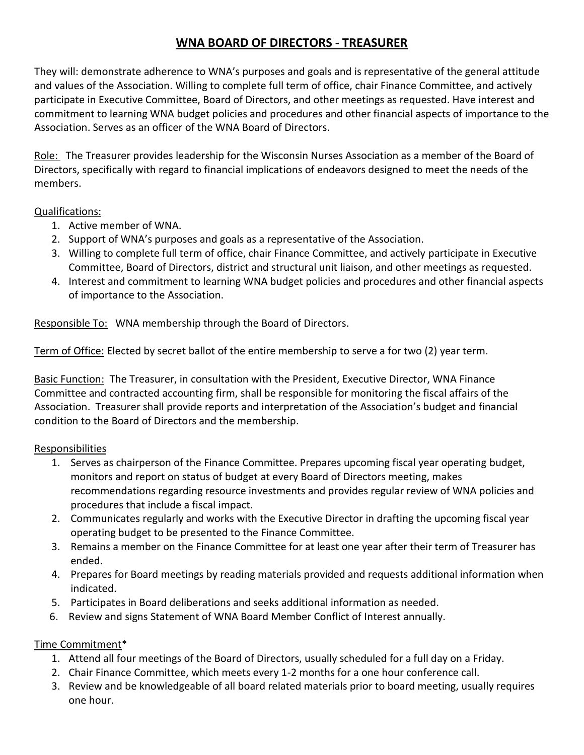# WNA BOARD OF DIRECTORS - TREASURER

They will: demonstrate adherence to WNA's purposes and goals and is representative of the general attitude and values of the Association. Willing to complete full term of office, chair Finance Committee, and actively participate in Executive Committee, Board of Directors, and other meetings as requested. Have interest and commitment to learning WNA budget policies and procedures and other financial aspects of importance to the Association. Serves as an officer of the WNA Board of Directors.

Role: The Treasurer provides leadership for the Wisconsin Nurses Association as a member of the Board of Directors, specifically with regard to financial implications of endeavors designed to meet the needs of the members.

Qualifications:

1. Active member of WNA.
2. Support of WNA's purposes and goals as a representative of the Association.
3. Willing to complete full term of office, chair Finance Committee, and actively participate in Executive Committee, Board of Directors, district and structural unit liaison, and other meetings as requested.
4. Interest and commitment to learning WNA budget policies and procedures and other financial aspects of importance to the Association.

Responsible To: WNA membership through the Board of Directors.

Term of Office: Elected by secret ballot of the entire membership to serve a for two (2) year term.

Basic Function: The Treasurer, in consultation with the President, Executive Director, WNA Finance Committee and contracted accounting firm, shall be responsible for monitoring the fiscal affairs of the Association. Treasurer shall provide reports and interpretation of the Association's budget and financial condition to the Board of Directors and the membership.

Responsibilities

1. Serves as chairperson of the Finance Committee. Prepares upcoming fiscal year operating budget, monitors and report on status of budget at every Board of Directors meeting, makes recommendations regarding resource investments and provides regular review of WNA policies and procedures that include a fiscal impact.
2. Communicates regularly and works with the Executive Director in drafting the upcoming fiscal year operating budget to be presented to the Finance Committee.
3. Remains a member on the Finance Committee for at least one year after their term of Treasurer has ended.
4. Prepares for Board meetings by reading materials provided and requests additional information when indicated.
5. Participates in Board deliberations and seeks additional information as needed.
6. Review and signs Statement of WNA Board Member Conflict of Interest annually.

Time Commitment*

1. Attend all four meetings of the Board of Directors, usually scheduled for a full day on a Friday.
2. Chair Finance Committee, which meets every 1-2 months for a one hour conference call.
3. Review and be knowledgeable of all board related materials prior to board meeting, usually requires one hour.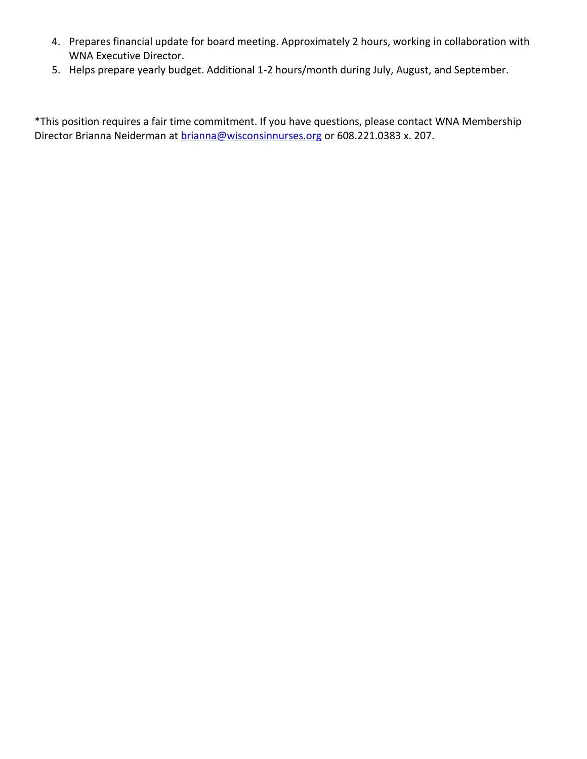4. Prepares financial update for board meeting. Approximately 2 hours, working in collaboration with WNA Executive Director.
5. Helps prepare yearly budget. Additional 1-2 hours/month during July, August, and September.

*This position requires a fair time commitment. If you have questions, please contact WNA Membership Director Brianna Neiderman at [brianna@wisconsinnurses.org](mailto:brianna@wisconsinnurses.org) or 608.221.0383 x. 207.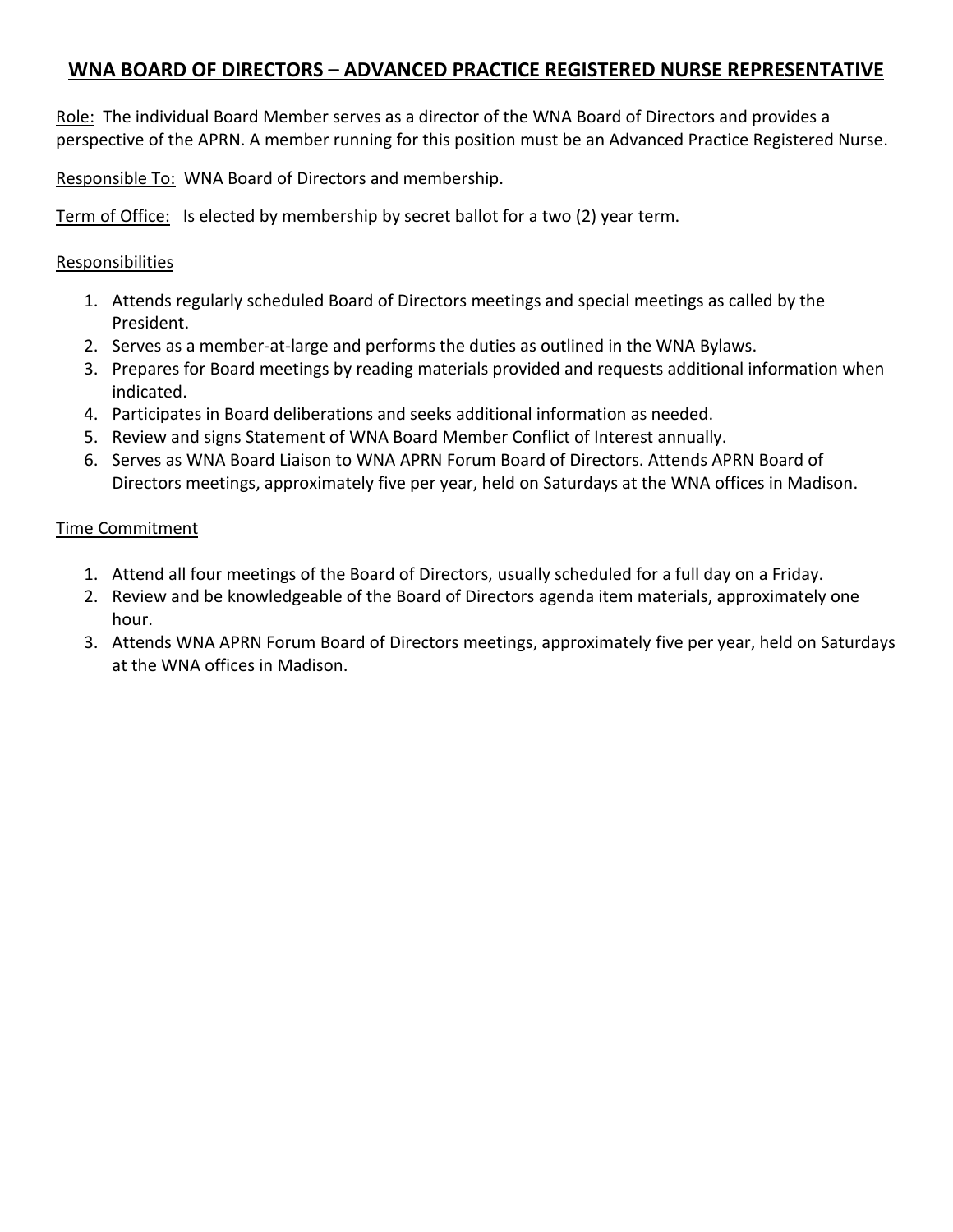# WNA BOARD OF DIRECTORS – ADVANCED PRACTICE REGISTERED NURSE REPRESENTATIVE

Role: The individual Board Member serves as a director of the WNA Board of Directors and provides a perspective of the APRN. A member running for this position must be an Advanced Practice Registered Nurse.

Responsible To: WNA Board of Directors and membership.

Term of Office: Is elected by membership by secret ballot for a two (2) year term.

Responsibilities

1. Attends regularly scheduled Board of Directors meetings and special meetings as called by the President.
2. Serves as a member-at-large and performs the duties as outlined in the WNA Bylaws.
3. Prepares for Board meetings by reading materials provided and requests additional information when indicated.
4. Participates in Board deliberations and seeks additional information as needed.
5. Review and signs Statement of WNA Board Member Conflict of Interest annually.
6. Serves as WNA Board Liaison to WNA APRN Forum Board of Directors. Attends APRN Board of Directors meetings, approximately five per year, held on Saturdays at the WNA offices in Madison.

Time Commitment

1. Attend all four meetings of the Board of Directors, usually scheduled for a full day on a Friday.
2. Review and be knowledgeable of the Board of Directors agenda item materials, approximately one hour.
3. Attends WNA APRN Forum Board of Directors meetings, approximately five per year, held on Saturdays at the WNA offices in Madison.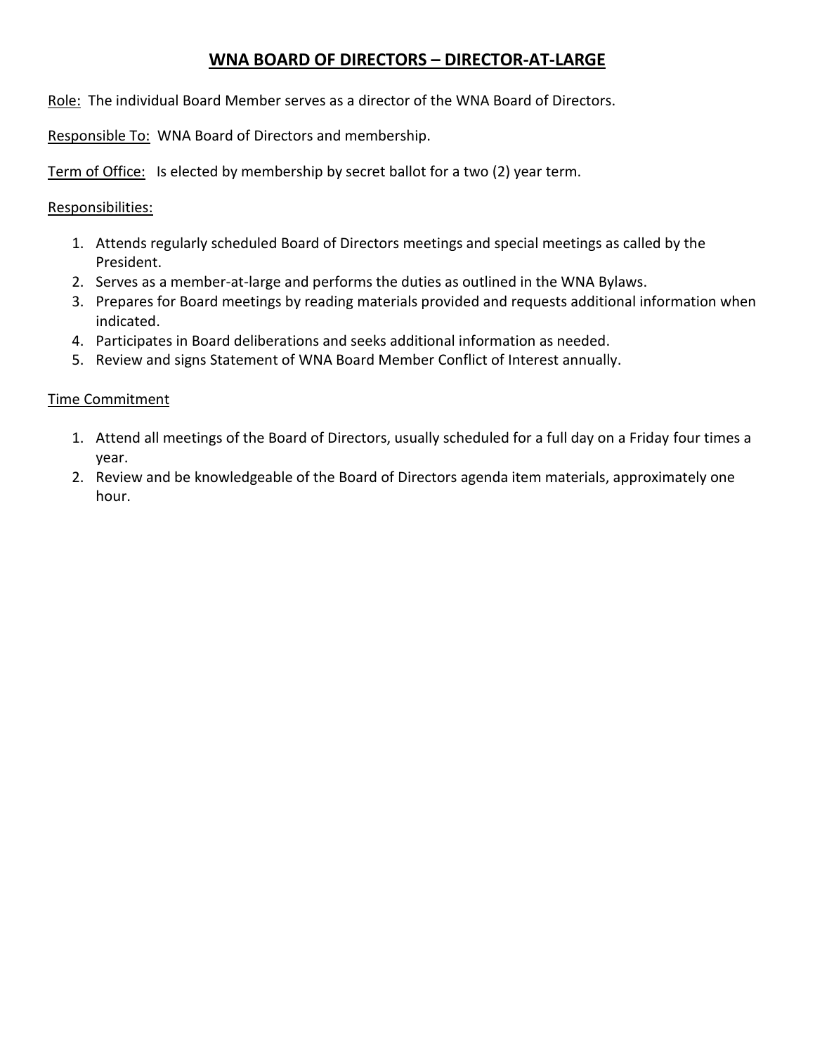# WNA BOARD OF DIRECTORS – DIRECTOR-AT-LARGE

Role: The individual Board Member serves as a director of the WNA Board of Directors.

Responsible To: WNA Board of Directors and membership.

Term of Office: Is elected by membership by secret ballot for a two (2) year term.

Responsibilities:

1. Attends regularly scheduled Board of Directors meetings and special meetings as called by the President.
2. Serves as a member-at-large and performs the duties as outlined in the WNA Bylaws.
3. Prepares for Board meetings by reading materials provided and requests additional information when indicated.
4. Participates in Board deliberations and seeks additional information as needed.
5. Review and signs Statement of WNA Board Member Conflict of Interest annually.

Time Commitment

1. Attend all meetings of the Board of Directors, usually scheduled for a full day on a Friday four times a year.
2. Review and be knowledgeable of the Board of Directors agenda item materials, approximately one hour.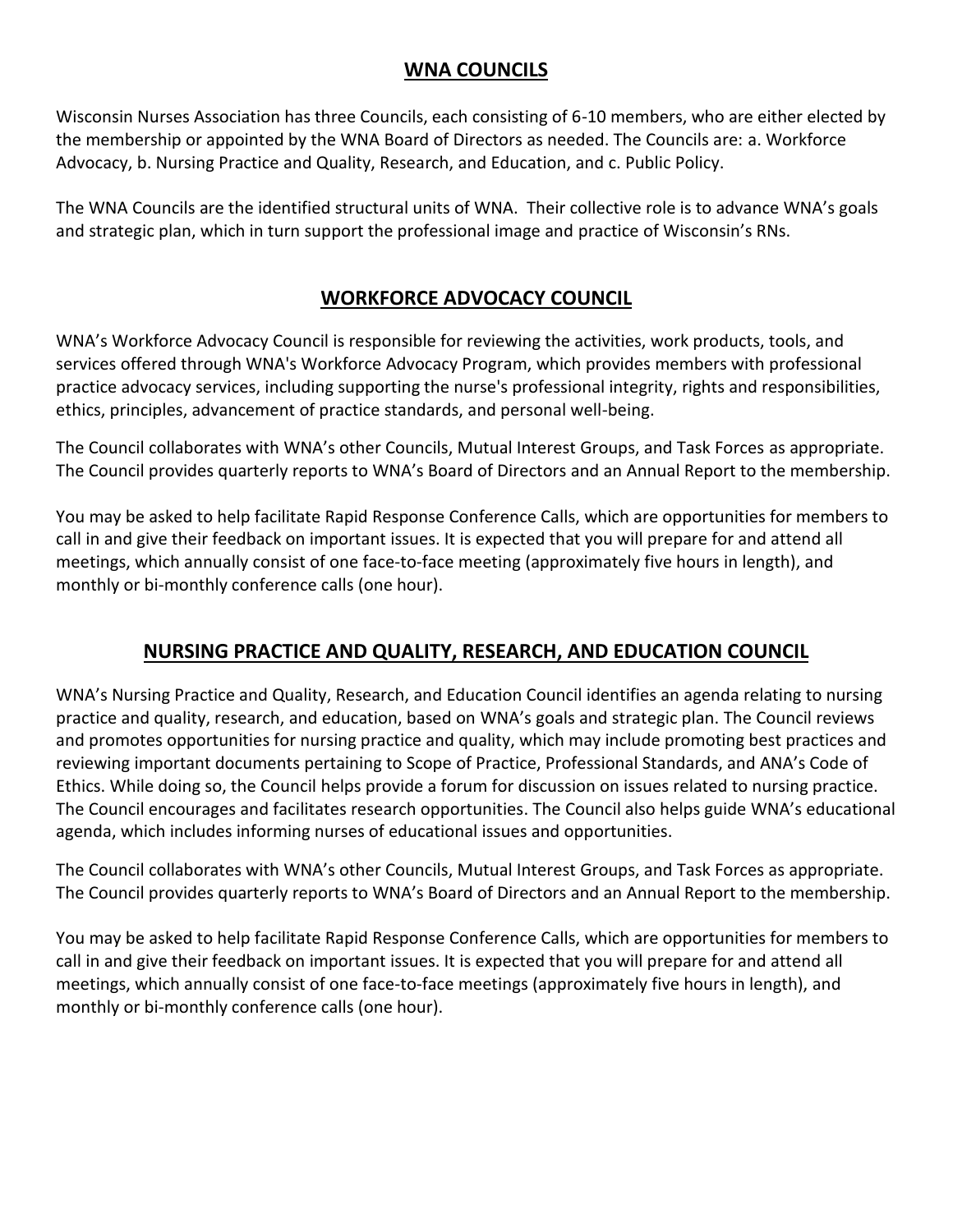## WNA COUNCILS

Wisconsin Nurses Association has three Councils, each consisting of 6-10 members, who are either elected by the membership or appointed by the WNA Board of Directors as needed. The Councils are: a. Workforce Advocacy, b. Nursing Practice and Quality, Research, and Education, and c. Public Policy.

The WNA Councils are the identified structural units of WNA. Their collective role is to advance WNA's goals and strategic plan, which in turn support the professional image and practice of Wisconsin's RNs.

## WORKFORCE ADVOCACY COUNCIL

WNA's Workforce Advocacy Council is responsible for reviewing the activities, work products, tools, and services offered through WNA's Workforce Advocacy Program, which provides members with professional practice advocacy services, including supporting the nurse's professional integrity, rights and responsibilities, ethics, principles, advancement of practice standards, and personal well-being.

The Council collaborates with WNA's other Councils, Mutual Interest Groups, and Task Forces as appropriate. The Council provides quarterly reports to WNA's Board of Directors and an Annual Report to the membership.

You may be asked to help facilitate Rapid Response Conference Calls, which are opportunities for members to call in and give their feedback on important issues. It is expected that you will prepare for and attend all meetings, which annually consist of one face-to-face meeting (approximately five hours in length), and monthly or bi-monthly conference calls (one hour).

## NURSING PRACTICE AND QUALITY, RESEARCH, AND EDUCATION COUNCIL

WNA's Nursing Practice and Quality, Research, and Education Council identifies an agenda relating to nursing practice and quality, research, and education, based on WNA's goals and strategic plan. The Council reviews and promotes opportunities for nursing practice and quality, which may include promoting best practices and reviewing important documents pertaining to Scope of Practice, Professional Standards, and ANA's Code of Ethics. While doing so, the Council helps provide a forum for discussion on issues related to nursing practice. The Council encourages and facilitates research opportunities. The Council also helps guide WNA's educational agenda, which includes informing nurses of educational issues and opportunities.

The Council collaborates with WNA's other Councils, Mutual Interest Groups, and Task Forces as appropriate. The Council provides quarterly reports to WNA's Board of Directors and an Annual Report to the membership.

You may be asked to help facilitate Rapid Response Conference Calls, which are opportunities for members to call in and give their feedback on important issues. It is expected that you will prepare for and attend all meetings, which annually consist of one face-to-face meetings (approximately five hours in length), and monthly or bi-monthly conference calls (one hour).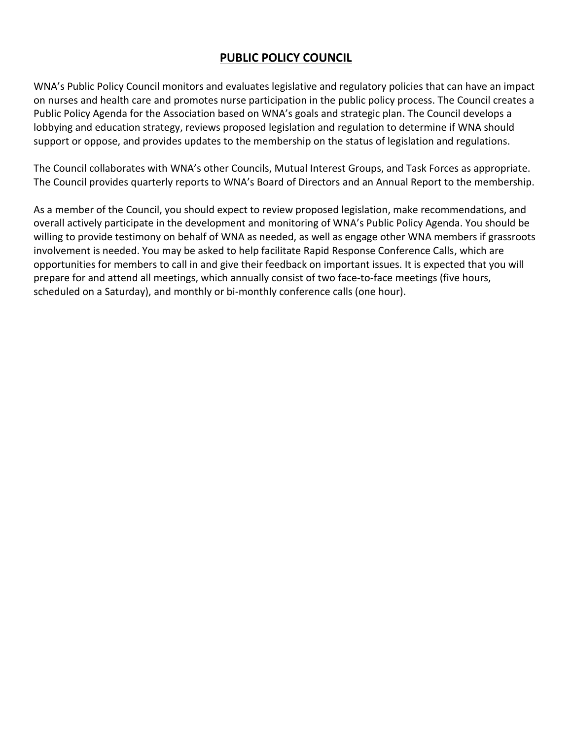## PUBLIC POLICY COUNCIL

WNA's Public Policy Council monitors and evaluates legislative and regulatory policies that can have an impact on nurses and health care and promotes nurse participation in the public policy process. The Council creates a Public Policy Agenda for the Association based on WNA's goals and strategic plan. The Council develops a lobbying and education strategy, reviews proposed legislation and regulation to determine if WNA should support or oppose, and provides updates to the membership on the status of legislation and regulations.

The Council collaborates with WNA's other Councils, Mutual Interest Groups, and Task Forces as appropriate. The Council provides quarterly reports to WNA's Board of Directors and an Annual Report to the membership.

As a member of the Council, you should expect to review proposed legislation, make recommendations, and overall actively participate in the development and monitoring of WNA's Public Policy Agenda. You should be willing to provide testimony on behalf of WNA as needed, as well as engage other WNA members if grassroots involvement is needed. You may be asked to help facilitate Rapid Response Conference Calls, which are opportunities for members to call in and give their feedback on important issues. It is expected that you will prepare for and attend all meetings, which annually consist of two face-to-face meetings (five hours, scheduled on a Saturday), and monthly or bi-monthly conference calls (one hour).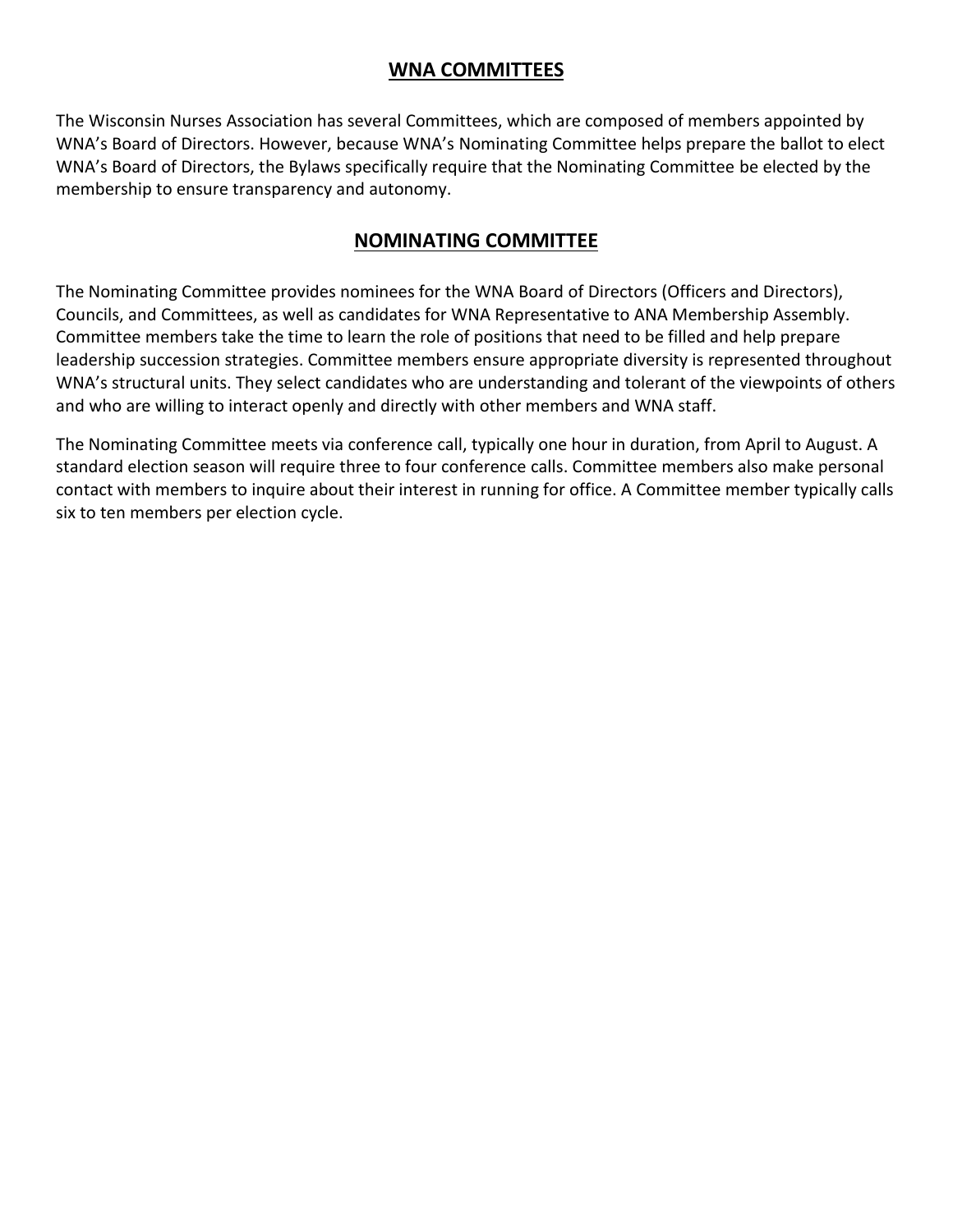## WNA COMMITTEES

The Wisconsin Nurses Association has several Committees, which are composed of members appointed by WNA's Board of Directors. However, because WNA's Nominating Committee helps prepare the ballot to elect WNA's Board of Directors, the Bylaws specifically require that the Nominating Committee be elected by the membership to ensure transparency and autonomy.

## NOMINATING COMMITTEE

The Nominating Committee provides nominees for the WNA Board of Directors (Officers and Directors), Councils, and Committees, as well as candidates for WNA Representative to ANA Membership Assembly. Committee members take the time to learn the role of positions that need to be filled and help prepare leadership succession strategies. Committee members ensure appropriate diversity is represented throughout WNA's structural units. They select candidates who are understanding and tolerant of the viewpoints of others and who are willing to interact openly and directly with other members and WNA staff.

The Nominating Committee meets via conference call, typically one hour in duration, from April to August. A standard election season will require three to four conference calls. Committee members also make personal contact with members to inquire about their interest in running for office. A Committee member typically calls six to ten members per election cycle.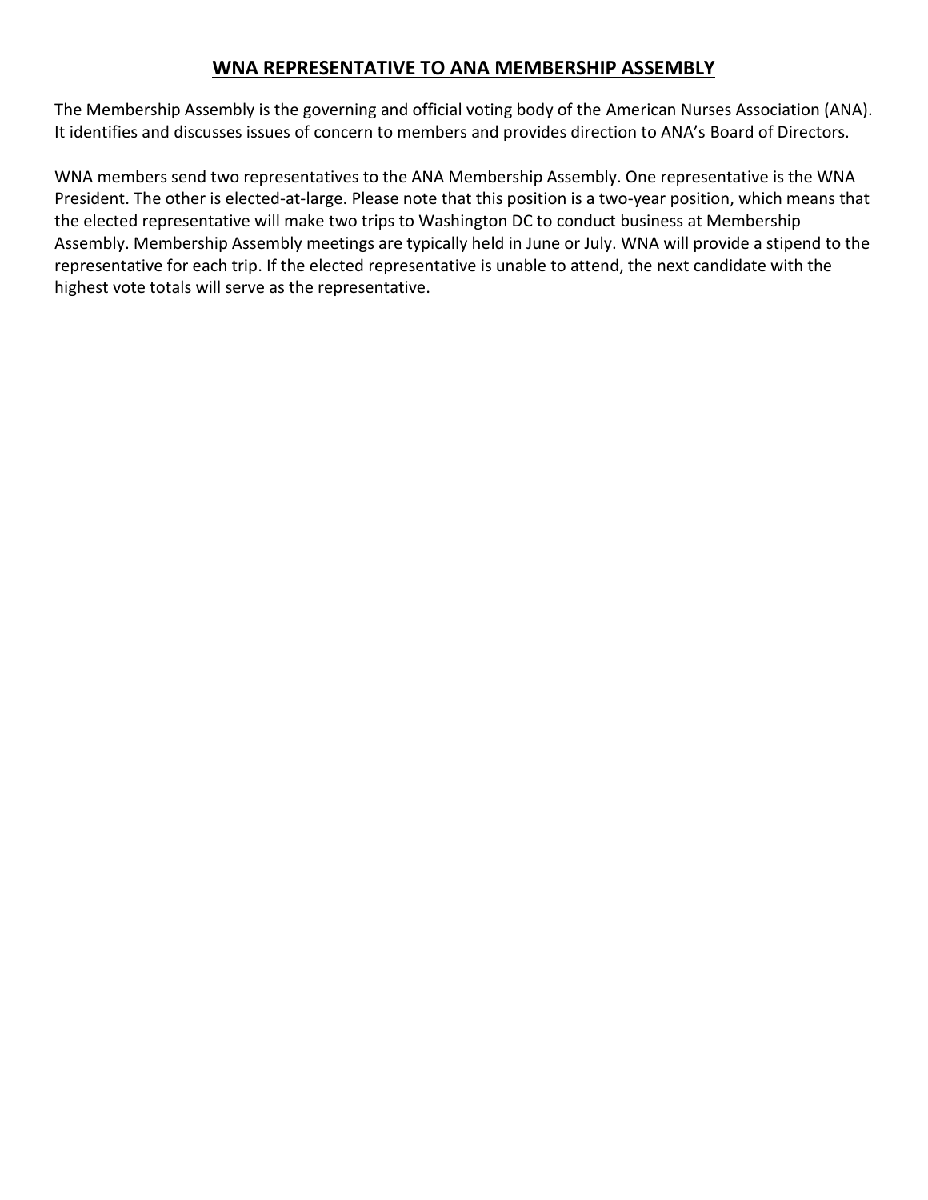## WNA REPRESENTATIVE TO ANA MEMBERSHIP ASSEMBLY

The Membership Assembly is the governing and official voting body of the American Nurses Association (ANA). It identifies and discusses issues of concern to members and provides direction to ANA's Board of Directors.

WNA members send two representatives to the ANA Membership Assembly. One representative is the WNA President. The other is elected-at-large. Please note that this position is a two-year position, which means that the elected representative will make two trips to Washington DC to conduct business at Membership Assembly. Membership Assembly meetings are typically held in June or July. WNA will provide a stipend to the representative for each trip. If the elected representative is unable to attend, the next candidate with the highest vote totals will serve as the representative.